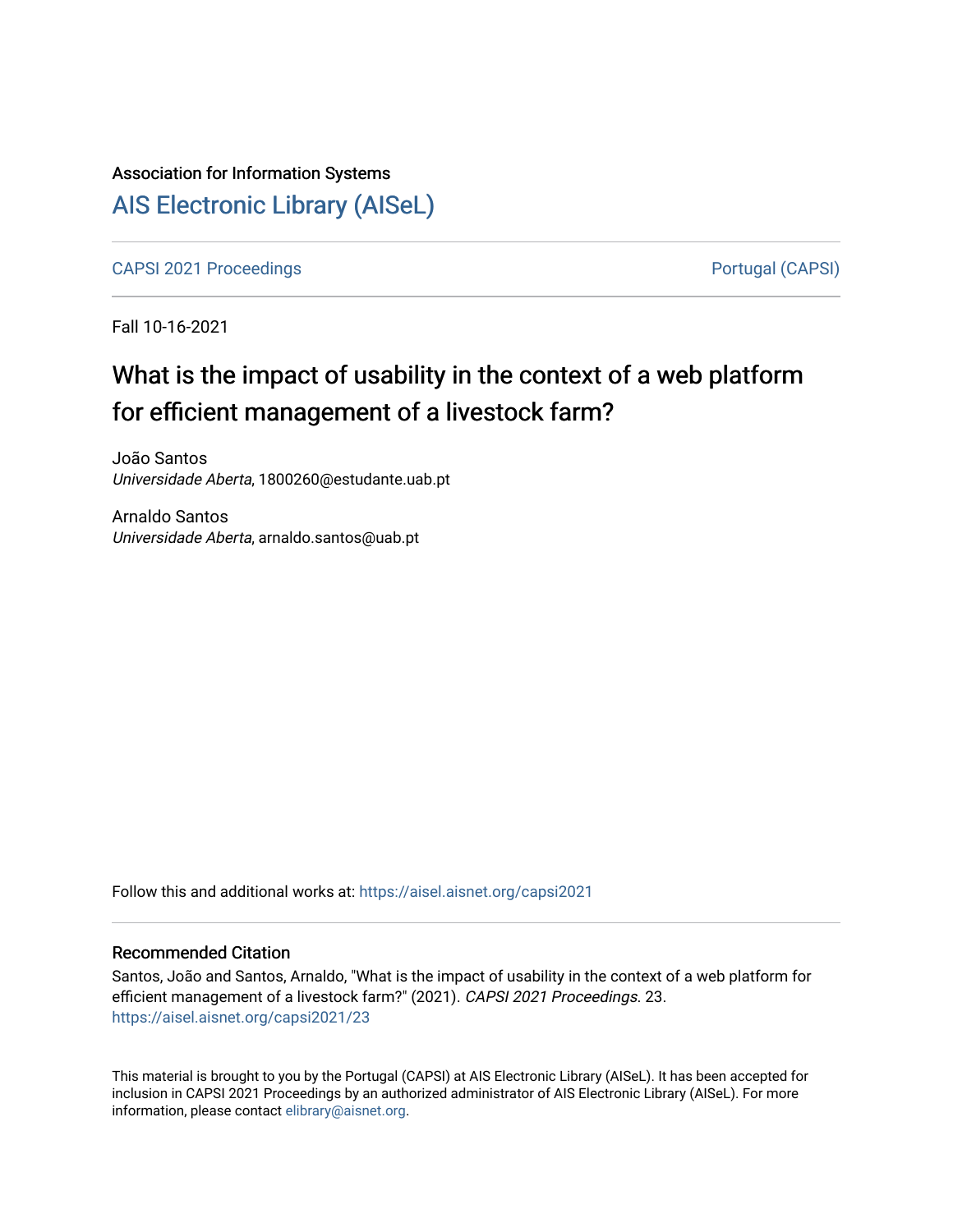Association for Information Systems

# AIS Electronic Library (AISeL)

CAPSI 2021 Proceedings | Portugal (CAPSI)

Fall 10-16-2021

## What is the impact of usability in the context of a web platform for efficient management of a livestock farm?

João Santos
*Universidade Aberta*, 1800260@estudante.uab.pt

Arnaldo Santos
*Universidade Aberta*, arnaldo.santos@uab.pt

Follow this and additional works at: https://aisel.aisnet.org/capsi2021

### Recommended Citation

Santos, João and Santos, Arnaldo, "What is the impact of usability in the context of a web platform for efficient management of a livestock farm?" (2021). *CAPSI 2021 Proceedings*. 23.
https://aisel.aisnet.org/capsi2021/23

This material is brought to you by the Portugal (CAPSI) at AIS Electronic Library (AISeL). It has been accepted for inclusion in CAPSI 2021 Proceedings by an authorized administrator of AIS Electronic Library (AISeL). For more information, please contact elibrary@aisnet.org.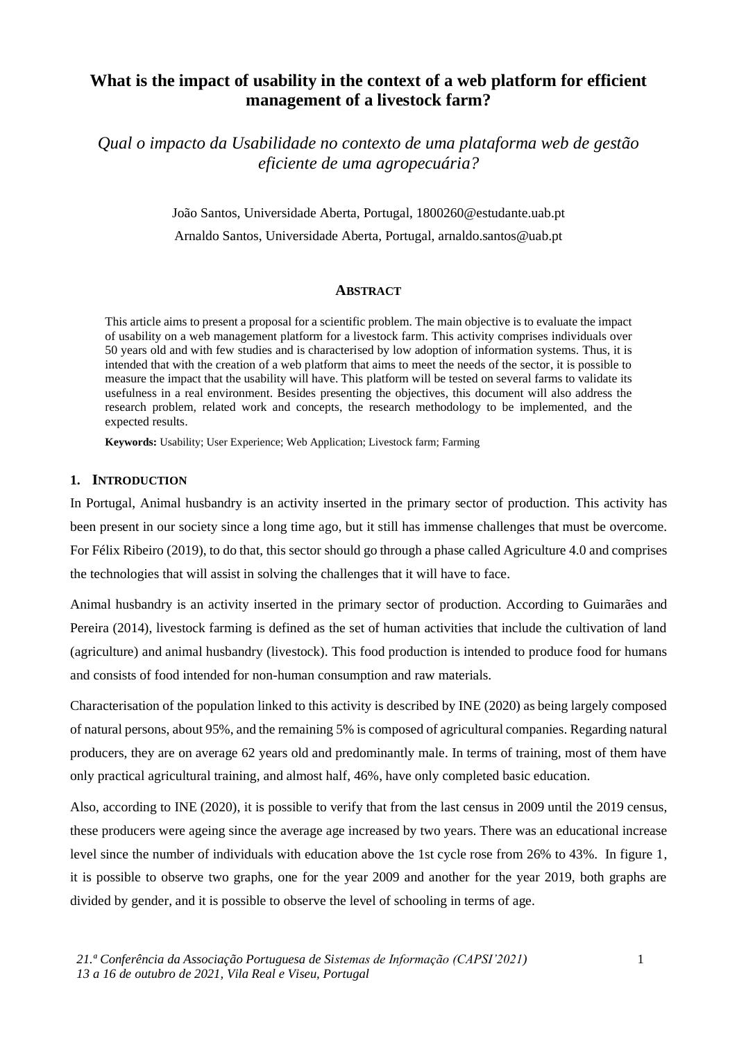# What is the impact of usability in the context of a web platform for efficient management of a livestock farm?

## *Qual o impacto da Usabilidade no contexto de uma plataforma web de gestão eficiente de uma agropecuária?*

João Santos, Universidade Aberta, Portugal, 1800260@estudante.uab.pt

Arnaldo Santos, Universidade Aberta, Portugal, arnaldo.santos@uab.pt

### ABSTRACT

This article aims to present a proposal for a scientific problem. The main objective is to evaluate the impact of usability on a web management platform for a livestock farm. This activity comprises individuals over 50 years old and with few studies and is characterised by low adoption of information systems. Thus, it is intended that with the creation of a web platform that aims to meet the needs of the sector, it is possible to measure the impact that the usability will have. This platform will be tested on several farms to validate its usefulness in a real environment. Besides presenting the objectives, this document will also address the research problem, related work and concepts, the research methodology to be implemented, and the expected results.

**Keywords:** Usability; User Experience; Web Application; Livestock farm; Farming

## 1. INTRODUCTION

In Portugal, Animal husbandry is an activity inserted in the primary sector of production. This activity has been present in our society since a long time ago, but it still has immense challenges that must be overcome. For Félix Ribeiro (2019), to do that, this sector should go through a phase called Agriculture 4.0 and comprises the technologies that will assist in solving the challenges that it will have to face.

Animal husbandry is an activity inserted in the primary sector of production. According to Guimarães and Pereira (2014), livestock farming is defined as the set of human activities that include the cultivation of land (agriculture) and animal husbandry (livestock). This food production is intended to produce food for humans and consists of food intended for non-human consumption and raw materials.

Characterisation of the population linked to this activity is described by INE (2020) as being largely composed of natural persons, about 95%, and the remaining 5% is composed of agricultural companies. Regarding natural producers, they are on average 62 years old and predominantly male. In terms of training, most of them have only practical agricultural training, and almost half, 46%, have only completed basic education.

Also, according to INE (2020), it is possible to verify that from the last census in 2009 until the 2019 census, these producers were ageing since the average age increased by two years. There was an educational increase level since the number of individuals with education above the 1st cycle rose from 26% to 43%. In figure 1, it is possible to observe two graphs, one for the year 2009 and another for the year 2019, both graphs are divided by gender, and it is possible to observe the level of schooling in terms of age.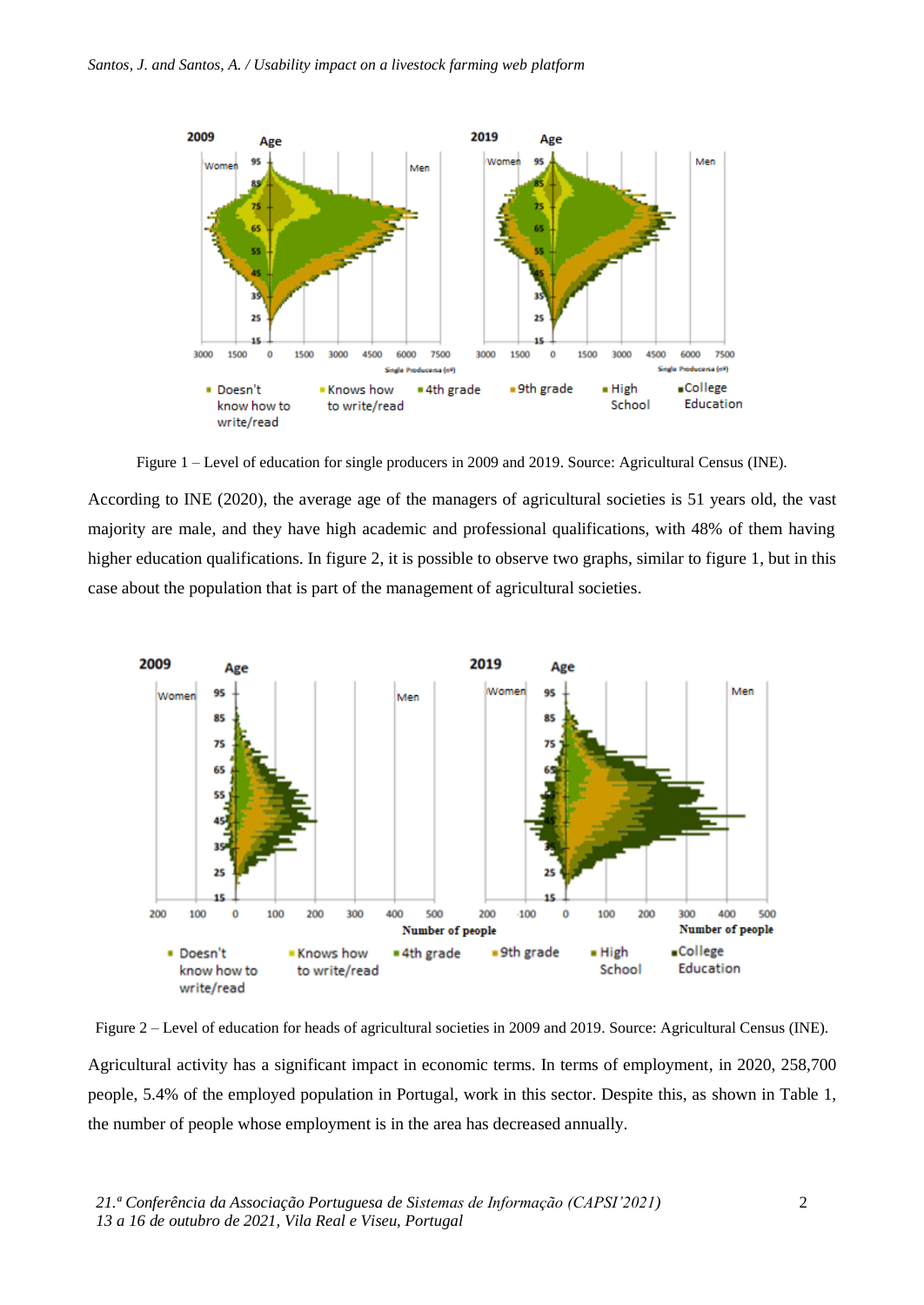Figure 1 – Level of education for single producers in 2009 and 2019. Source: Agricultural Census (INE).

According to INE (2020), the average age of the managers of agricultural societies is 51 years old, the vast majority are male, and they have high academic and professional qualifications, with 48% of them having higher education qualifications. In figure 2, it is possible to observe two graphs, similar to figure 1, but in this case about the population that is part of the management of agricultural societies.

Figure 2 – Level of education for heads of agricultural societies in 2009 and 2019. Source: Agricultural Census (INE).

Agricultural activity has a significant impact in economic terms. In terms of employment, in 2020, 258,700 people, 5.4% of the employed population in Portugal, work in this sector. Despite this, as shown in Table 1, the number of people whose employment is in the area has decreased annually.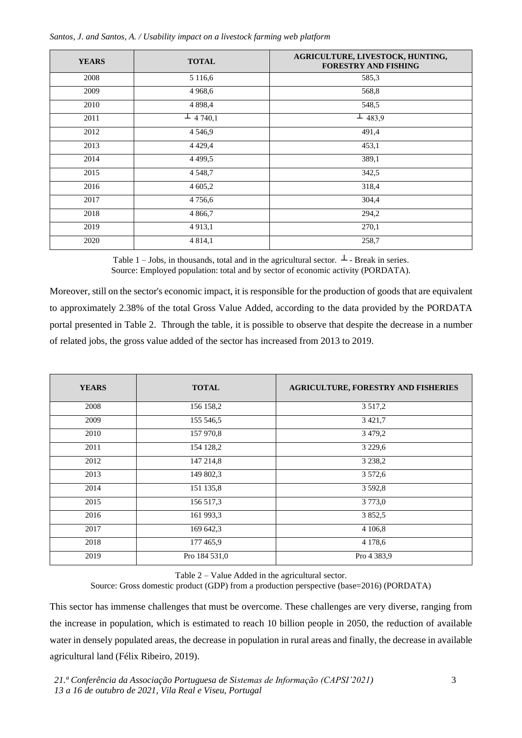| YEARS | TOTAL | AGRICULTURE, LIVESTOCK, HUNTING, FORESTRY AND FISHING |
|---|---|---|
| 2008 | 5 116,6 | 585,3 |
| 2009 | 4 968,6 | 568,8 |
| 2010 | 4 898,4 | 548,5 |
| 2011 | ⊥ 4 740,1 | ⊥ 483,9 |
| 2012 | 4 546,9 | 491,4 |
| 2013 | 4 429,4 | 453,1 |
| 2014 | 4 499,5 | 389,1 |
| 2015 | 4 548,7 | 342,5 |
| 2016 | 4 605,2 | 318,4 |
| 2017 | 4 756,6 | 304,4 |
| 2018 | 4 866,7 | 294,2 |
| 2019 | 4 913,1 | 270,1 |
| 2020 | 4 814,1 | 258,7 |

Table 1 – Jobs, in thousands, total and in the agricultural sector. ⊥ - Break in series.
Source: Employed population: total and by sector of economic activity (PORDATA).

Moreover, still on the sector's economic impact, it is responsible for the production of goods that are equivalent to approximately 2.38% of the total Gross Value Added, according to the data provided by the PORDATA portal presented in Table 2. Through the table, it is possible to observe that despite the decrease in a number of related jobs, the gross value added of the sector has increased from 2013 to 2019.

| YEARS | TOTAL | AGRICULTURE, FORESTRY AND FISHERIES |
|---|---|---|
| 2008 | 156 158,2 | 3 517,2 |
| 2009 | 155 546,5 | 3 421,7 |
| 2010 | 157 970,8 | 3 479,2 |
| 2011 | 154 128,2 | 3 229,6 |
| 2012 | 147 214,8 | 3 238,2 |
| 2013 | 149 802,3 | 3 572,6 |
| 2014 | 151 135,8 | 3 592,8 |
| 2015 | 156 517,3 | 3 773,0 |
| 2016 | 161 993,3 | 3 852,5 |
| 2017 | 169 642,3 | 4 106,8 |
| 2018 | 177 465,9 | 4 178,6 |
| 2019 | Pro 184 531,0 | Pro 4 383,9 |

Table 2 – Value Added in the agricultural sector.
Source: Gross domestic product (GDP) from a production perspective (base=2016) (PORDATA)

This sector has immense challenges that must be overcome. These challenges are very diverse, ranging from the increase in population, which is estimated to reach 10 billion people in 2050, the reduction of available water in densely populated areas, the decrease in population in rural areas and finally, the decrease in available agricultural land (Félix Ribeiro, 2019).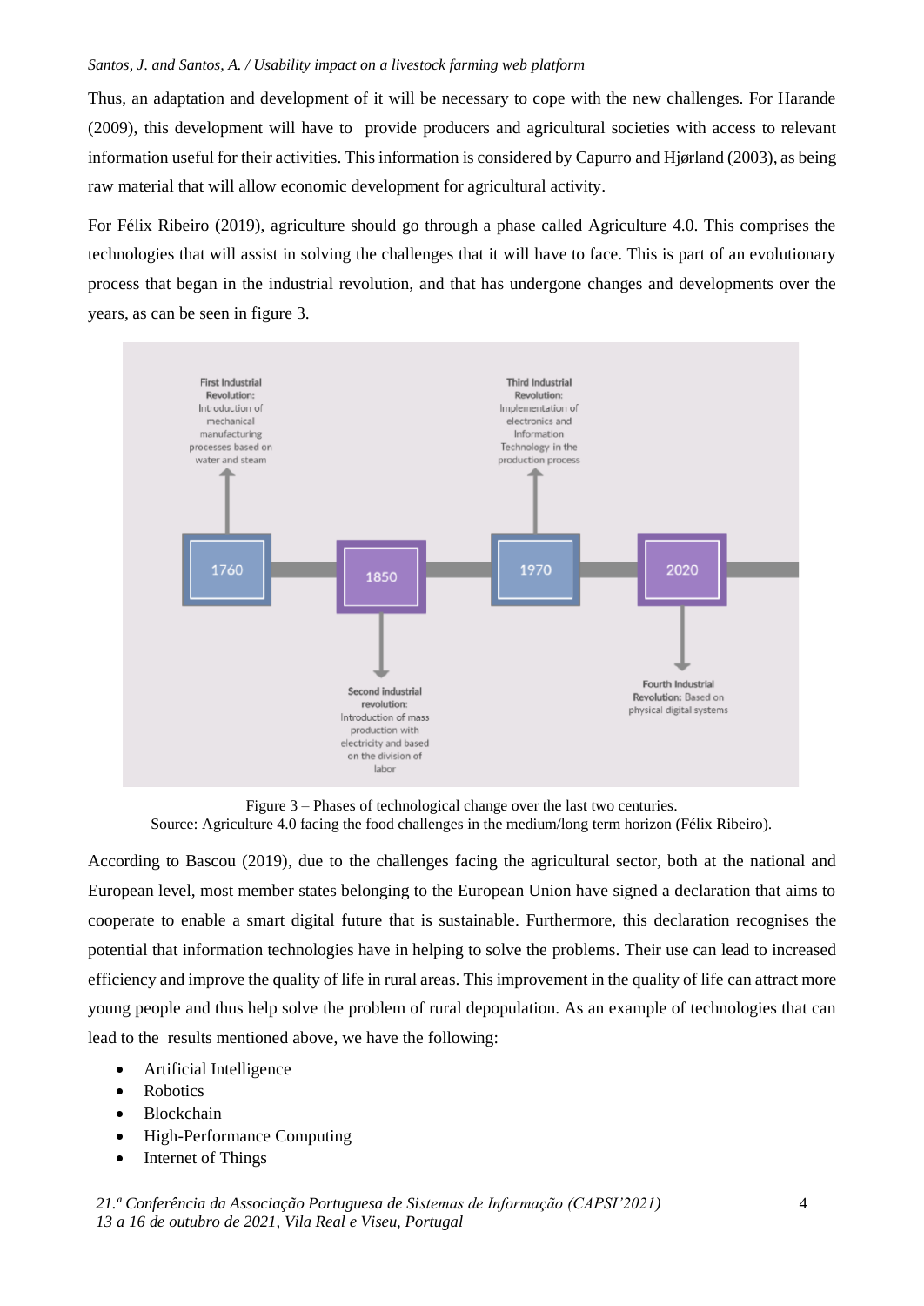Thus, an adaptation and development of it will be necessary to cope with the new challenges. For Harande (2009), this development will have to provide producers and agricultural societies with access to relevant information useful for their activities. This information is considered by Capurro and Hjørland (2003), as being raw material that will allow economic development for agricultural activity.

For Félix Ribeiro (2019), agriculture should go through a phase called Agriculture 4.0. This comprises the technologies that will assist in solving the challenges that it will have to face. This is part of an evolutionary process that began in the industrial revolution, and that has undergone changes and developments over the years, as can be seen in figure 3.

First Industrial Revolution: Introduction of mechanical manufacturing processes based on water and steam

Third Industrial Revolution: Implementation of electronics and Information Technology in the production process

1760 — 1850 — 1970 — 2020

Second industrial revolution: Introduction of mass production with electricity and based on the division of labor

Fourth Industrial Revolution: Based on physical digital systems

Figure 3 – Phases of technological change over the last two centuries.
Source: Agriculture 4.0 facing the food challenges in the medium/long term horizon (Félix Ribeiro).

According to Bascou (2019), due to the challenges facing the agricultural sector, both at the national and European level, most member states belonging to the European Union have signed a declaration that aims to cooperate to enable a smart digital future that is sustainable. Furthermore, this declaration recognises the potential that information technologies have in helping to solve the problems. Their use can lead to increased efficiency and improve the quality of life in rural areas. This improvement in the quality of life can attract more young people and thus help solve the problem of rural depopulation. As an example of technologies that can lead to the results mentioned above, we have the following:

- Artificial Intelligence
- Robotics
- Blockchain
- High-Performance Computing
- Internet of Things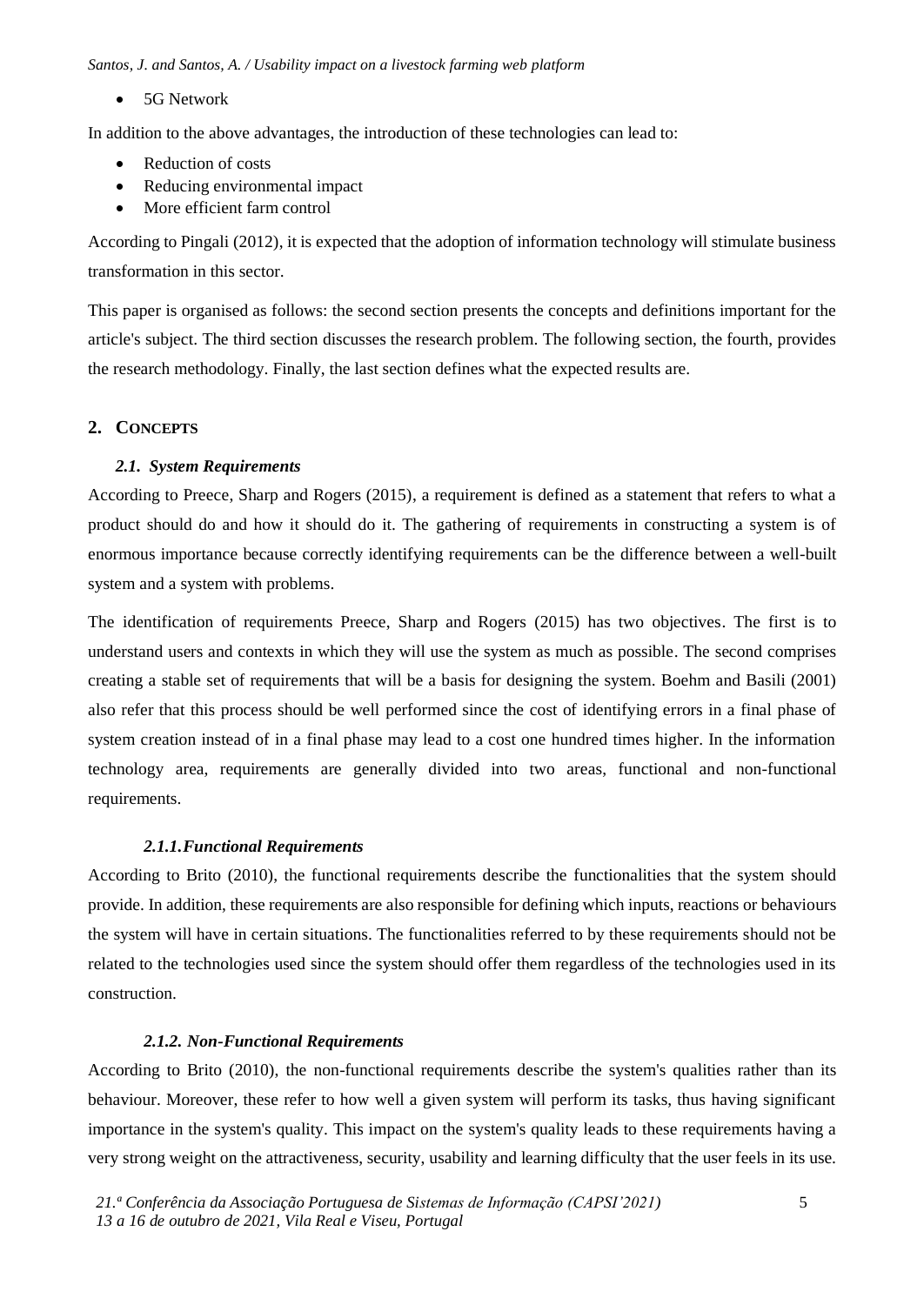- 5G Network

In addition to the above advantages, the introduction of these technologies can lead to:

- Reduction of costs
- Reducing environmental impact
- More efficient farm control

According to Pingali (2012), it is expected that the adoption of information technology will stimulate business transformation in this sector.

This paper is organised as follows: the second section presents the concepts and definitions important for the article's subject. The third section discusses the research problem. The following section, the fourth, provides the research methodology. Finally, the last section defines what the expected results are.

## 2. CONCEPTS

### 2.1. System Requirements

According to Preece, Sharp and Rogers (2015), a requirement is defined as a statement that refers to what a product should do and how it should do it. The gathering of requirements in constructing a system is of enormous importance because correctly identifying requirements can be the difference between a well-built system and a system with problems.

The identification of requirements Preece, Sharp and Rogers (2015) has two objectives. The first is to understand users and contexts in which they will use the system as much as possible. The second comprises creating a stable set of requirements that will be a basis for designing the system. Boehm and Basili (2001) also refer that this process should be well performed since the cost of identifying errors in a final phase of system creation instead of in a final phase may lead to a cost one hundred times higher. In the information technology area, requirements are generally divided into two areas, functional and non-functional requirements.

#### 2.1.1. Functional Requirements

According to Brito (2010), the functional requirements describe the functionalities that the system should provide. In addition, these requirements are also responsible for defining which inputs, reactions or behaviours the system will have in certain situations. The functionalities referred to by these requirements should not be related to the technologies used since the system should offer them regardless of the technologies used in its construction.

#### 2.1.2. Non-Functional Requirements

According to Brito (2010), the non-functional requirements describe the system's qualities rather than its behaviour. Moreover, these refer to how well a given system will perform its tasks, thus having significant importance in the system's quality. This impact on the system's quality leads to these requirements having a very strong weight on the attractiveness, security, usability and learning difficulty that the user feels in its use.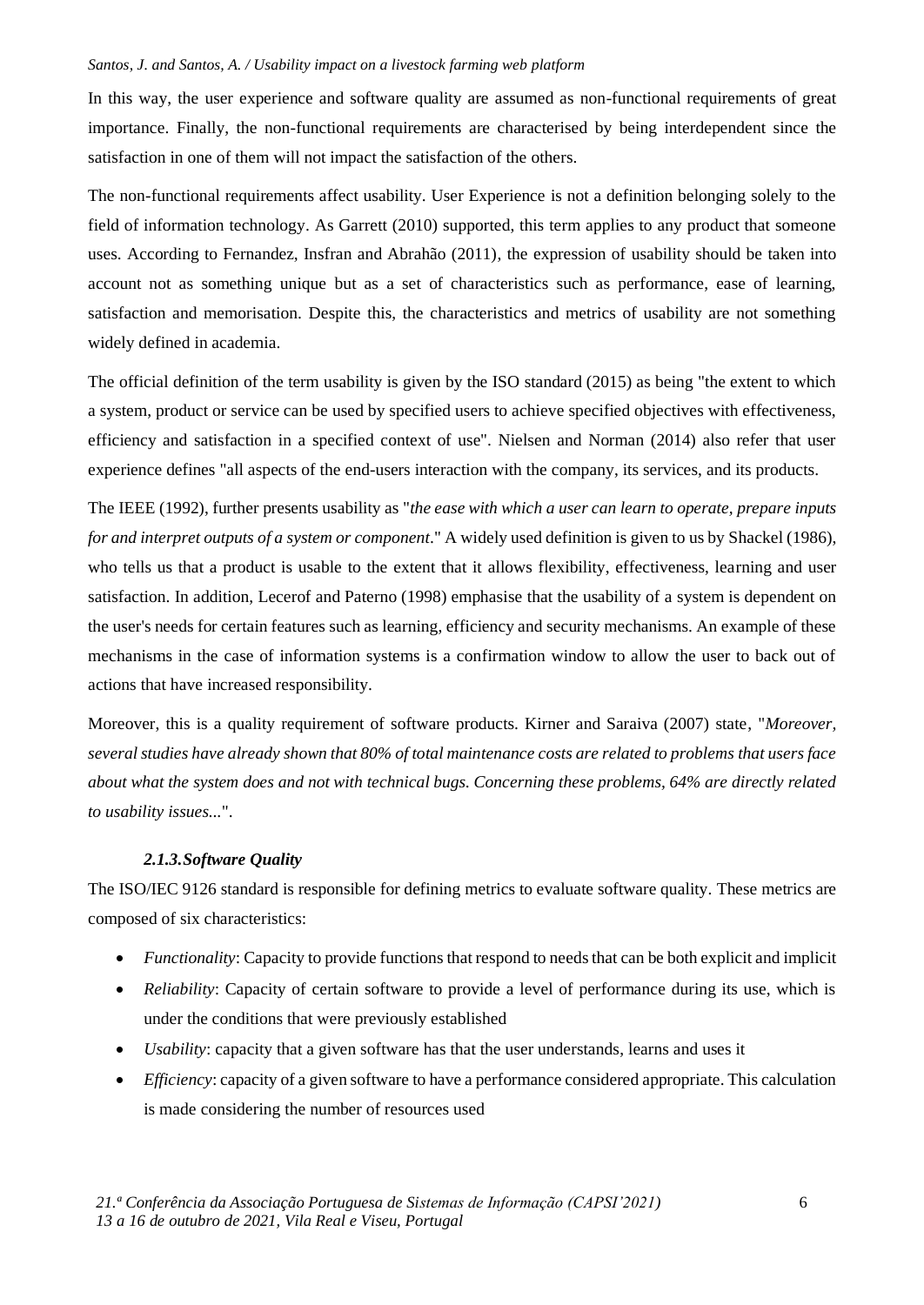In this way, the user experience and software quality are assumed as non-functional requirements of great importance. Finally, the non-functional requirements are characterised by being interdependent since the satisfaction in one of them will not impact the satisfaction of the others.

The non-functional requirements affect usability. User Experience is not a definition belonging solely to the field of information technology. As Garrett (2010) supported, this term applies to any product that someone uses. According to Fernandez, Insfran and Abrahão (2011), the expression of usability should be taken into account not as something unique but as a set of characteristics such as performance, ease of learning, satisfaction and memorisation. Despite this, the characteristics and metrics of usability are not something widely defined in academia.

The official definition of the term usability is given by the ISO standard (2015) as being "the extent to which a system, product or service can be used by specified users to achieve specified objectives with effectiveness, efficiency and satisfaction in a specified context of use". Nielsen and Norman (2014) also refer that user experience defines "all aspects of the end-users interaction with the company, its services, and its products.

The IEEE (1992), further presents usability as "*the ease with which a user can learn to operate, prepare inputs for and interpret outputs of a system or component*." A widely used definition is given to us by Shackel (1986), who tells us that a product is usable to the extent that it allows flexibility, effectiveness, learning and user satisfaction. In addition, Lecerof and Paterno (1998) emphasise that the usability of a system is dependent on the user's needs for certain features such as learning, efficiency and security mechanisms. An example of these mechanisms in the case of information systems is a confirmation window to allow the user to back out of actions that have increased responsibility.

Moreover, this is a quality requirement of software products. Kirner and Saraiva (2007) state, "*Moreover, several studies have already shown that 80% of total maintenance costs are related to problems that users face about what the system does and not with technical bugs. Concerning these problems, 64% are directly related to usability issues...*".

#### *2.1.3. Software Quality*

The ISO/IEC 9126 standard is responsible for defining metrics to evaluate software quality. These metrics are composed of six characteristics:

- *Functionality*: Capacity to provide functions that respond to needs that can be both explicit and implicit
- *Reliability*: Capacity of certain software to provide a level of performance during its use, which is under the conditions that were previously established
- *Usability*: capacity that a given software has that the user understands, learns and uses it
- *Efficiency*: capacity of a given software to have a performance considered appropriate. This calculation is made considering the number of resources used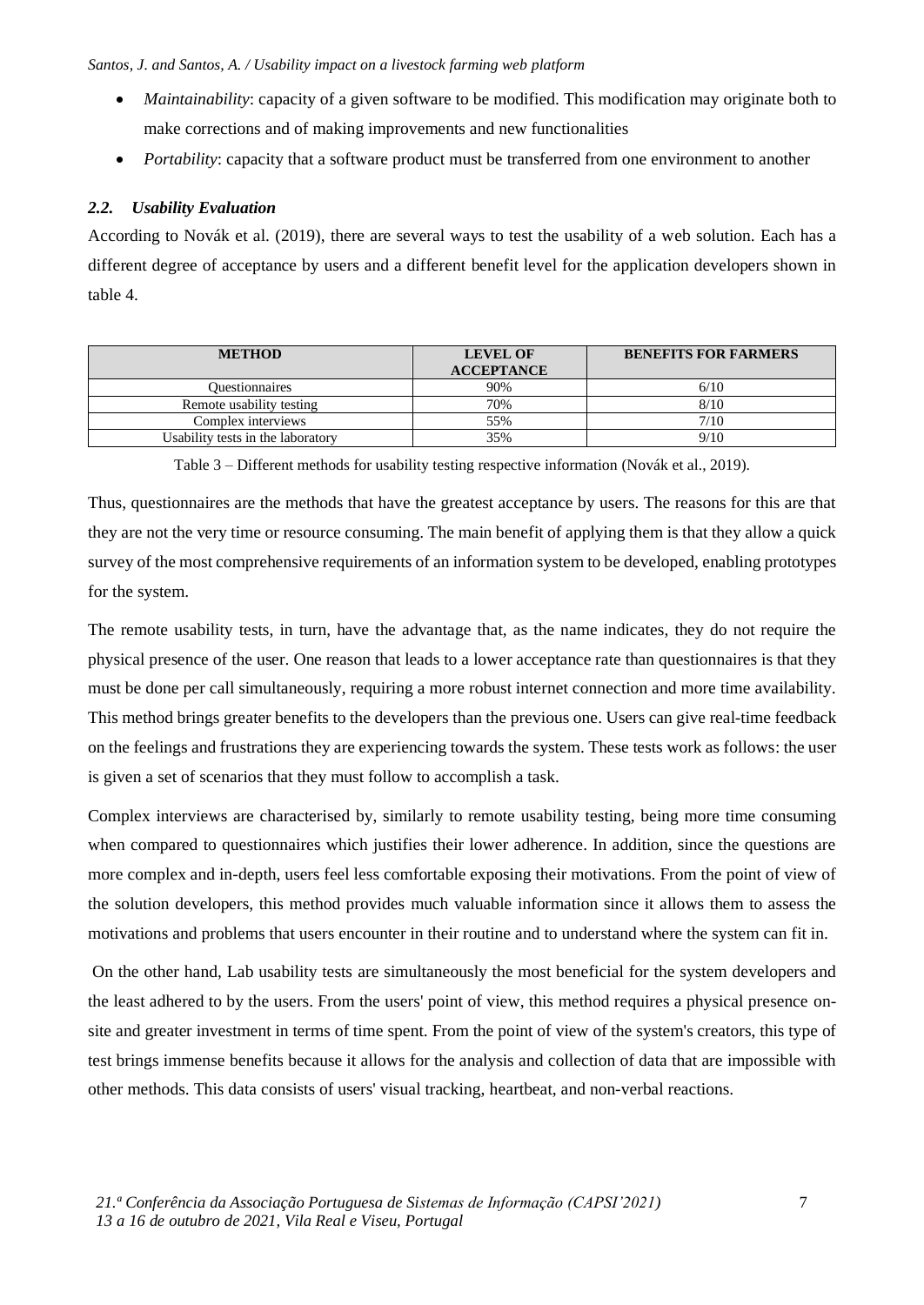- *Maintainability*: capacity of a given software to be modified. This modification may originate both to make corrections and of making improvements and new functionalities
- *Portability*: capacity that a software product must be transferred from one environment to another

### *2.2. Usability Evaluation*

According to Novák et al. (2019), there are several ways to test the usability of a web solution. Each has a different degree of acceptance by users and a different benefit level for the application developers shown in table 4.

| METHOD | LEVEL OF ACCEPTANCE | BENEFITS FOR FARMERS |
|---|---|---|
| Questionnaires | 90% | 6/10 |
| Remote usability testing | 70% | 8/10 |
| Complex interviews | 55% | 7/10 |
| Usability tests in the laboratory | 35% | 9/10 |

Table 3 – Different methods for usability testing respective information (Novák et al., 2019).

Thus, questionnaires are the methods that have the greatest acceptance by users. The reasons for this are that they are not the very time or resource consuming. The main benefit of applying them is that they allow a quick survey of the most comprehensive requirements of an information system to be developed, enabling prototypes for the system.

The remote usability tests, in turn, have the advantage that, as the name indicates, they do not require the physical presence of the user. One reason that leads to a lower acceptance rate than questionnaires is that they must be done per call simultaneously, requiring a more robust internet connection and more time availability. This method brings greater benefits to the developers than the previous one. Users can give real-time feedback on the feelings and frustrations they are experiencing towards the system. These tests work as follows: the user is given a set of scenarios that they must follow to accomplish a task.

Complex interviews are characterised by, similarly to remote usability testing, being more time consuming when compared to questionnaires which justifies their lower adherence. In addition, since the questions are more complex and in-depth, users feel less comfortable exposing their motivations. From the point of view of the solution developers, this method provides much valuable information since it allows them to assess the motivations and problems that users encounter in their routine and to understand where the system can fit in.

On the other hand, Lab usability tests are simultaneously the most beneficial for the system developers and the least adhered to by the users. From the users' point of view, this method requires a physical presence on-site and greater investment in terms of time spent. From the point of view of the system's creators, this type of test brings immense benefits because it allows for the analysis and collection of data that are impossible with other methods. This data consists of users' visual tracking, heartbeat, and non-verbal reactions.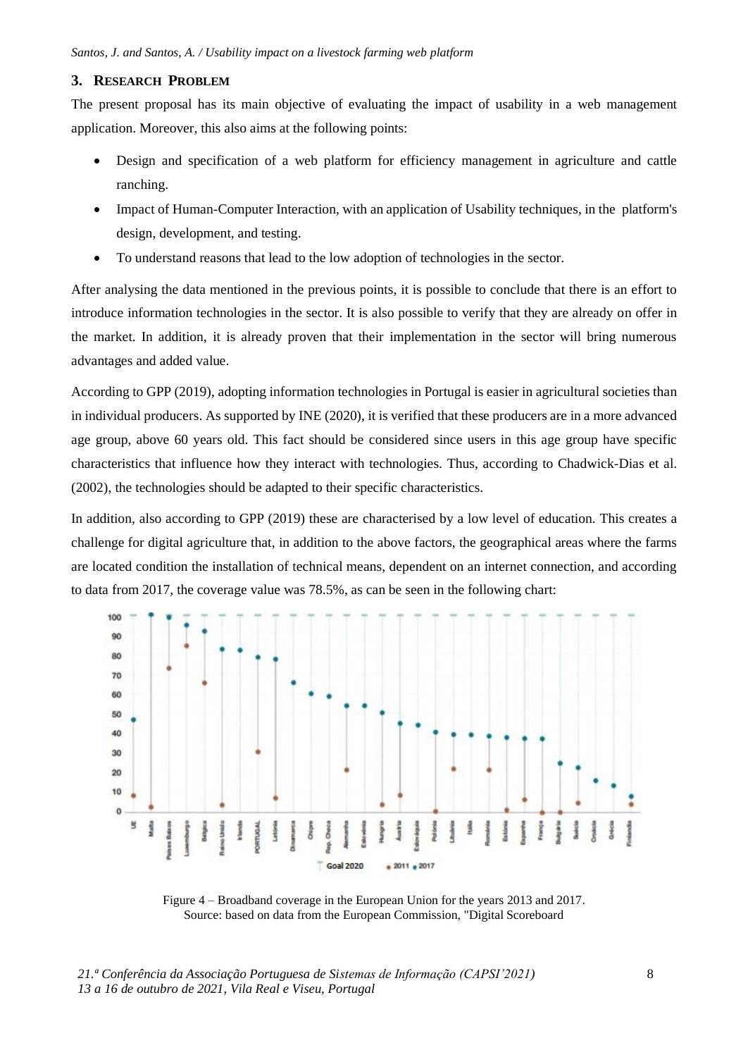## 3. Research Problem

The present proposal has its main objective of evaluating the impact of usability in a web management application. Moreover, this also aims at the following points:

- Design and specification of a web platform for efficiency management in agriculture and cattle ranching.
- Impact of Human-Computer Interaction, with an application of Usability techniques, in the platform's design, development, and testing.
- To understand reasons that lead to the low adoption of technologies in the sector.

After analysing the data mentioned in the previous points, it is possible to conclude that there is an effort to introduce information technologies in the sector. It is also possible to verify that they are already on offer in the market. In addition, it is already proven that their implementation in the sector will bring numerous advantages and added value.

According to GPP (2019), adopting information technologies in Portugal is easier in agricultural societies than in individual producers. As supported by INE (2020), it is verified that these producers are in a more advanced age group, above 60 years old. This fact should be considered since users in this age group have specific characteristics that influence how they interact with technologies. Thus, according to Chadwick-Dias et al. (2002), the technologies should be adapted to their specific characteristics.

In addition, also according to GPP (2019) these are characterised by a low level of education. This creates a challenge for digital agriculture that, in addition to the above factors, the geographical areas where the farms are located condition the installation of technical means, dependent on an internet connection, and according to data from 2017, the coverage value was 78.5%, as can be seen in the following chart:

Figure 4 – Broadband coverage in the European Union for the years 2013 and 2017.
Source: based on data from the European Commission, "Digital Scoreboard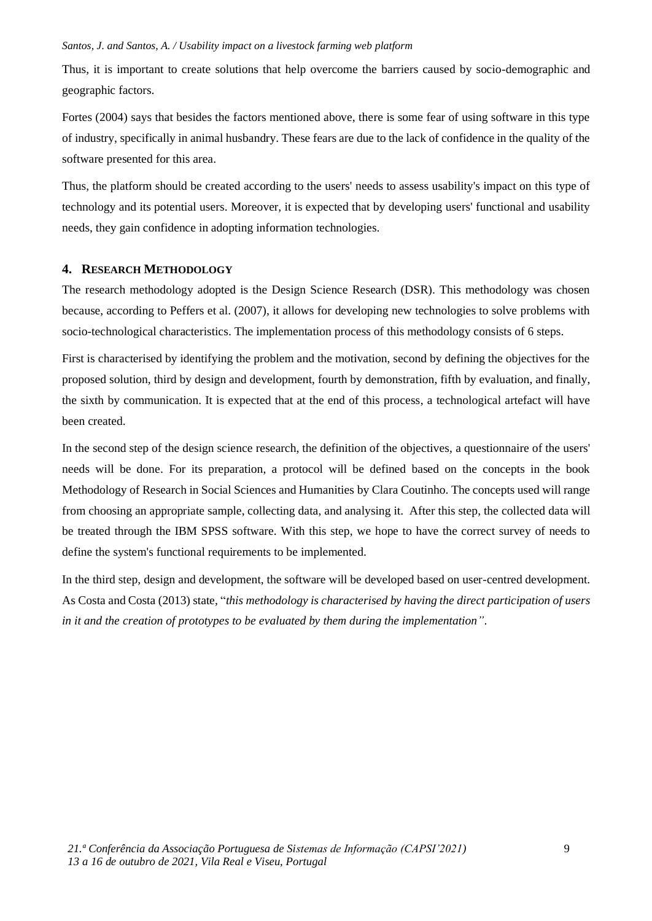Thus, it is important to create solutions that help overcome the barriers caused by socio-demographic and geographic factors.

Fortes (2004) says that besides the factors mentioned above, there is some fear of using software in this type of industry, specifically in animal husbandry. These fears are due to the lack of confidence in the quality of the software presented for this area.

Thus, the platform should be created according to the users' needs to assess usability's impact on this type of technology and its potential users. Moreover, it is expected that by developing users' functional and usability needs, they gain confidence in adopting information technologies.

## 4. RESEARCH METHODOLOGY

The research methodology adopted is the Design Science Research (DSR). This methodology was chosen because, according to Peffers et al. (2007), it allows for developing new technologies to solve problems with socio-technological characteristics. The implementation process of this methodology consists of 6 steps.

First is characterised by identifying the problem and the motivation, second by defining the objectives for the proposed solution, third by design and development, fourth by demonstration, fifth by evaluation, and finally, the sixth by communication. It is expected that at the end of this process, a technological artefact will have been created.

In the second step of the design science research, the definition of the objectives, a questionnaire of the users' needs will be done. For its preparation, a protocol will be defined based on the concepts in the book Methodology of Research in Social Sciences and Humanities by Clara Coutinho. The concepts used will range from choosing an appropriate sample, collecting data, and analysing it. After this step, the collected data will be treated through the IBM SPSS software. With this step, we hope to have the correct survey of needs to define the system's functional requirements to be implemented.

In the third step, design and development, the software will be developed based on user-centred development. As Costa and Costa (2013) state, "*this methodology is characterised by having the direct participation of users in it and the creation of prototypes to be evaluated by them during the implementation*".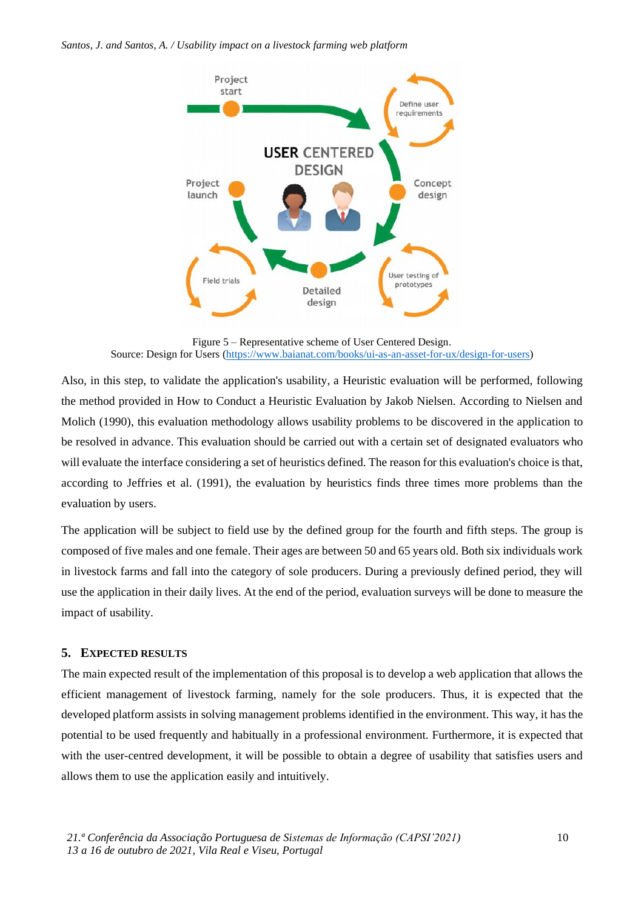Figure 5 – Representative scheme of User Centered Design.
Source: Design for Users (https://www.baianat.com/books/ui-as-an-asset-for-ux/design-for-users)

Also, in this step, to validate the application's usability, a Heuristic evaluation will be performed, following the method provided in How to Conduct a Heuristic Evaluation by Jakob Nielsen. According to Nielsen and Molich (1990), this evaluation methodology allows usability problems to be discovered in the application to be resolved in advance. This evaluation should be carried out with a certain set of designated evaluators who will evaluate the interface considering a set of heuristics defined. The reason for this evaluation's choice is that, according to Jeffries et al. (1991), the evaluation by heuristics finds three times more problems than the evaluation by users.

The application will be subject to field use by the defined group for the fourth and fifth steps. The group is composed of five males and one female. Their ages are between 50 and 65 years old. Both six individuals work in livestock farms and fall into the category of sole producers. During a previously defined period, they will use the application in their daily lives. At the end of the period, evaluation surveys will be done to measure the impact of usability.

## 5. Expected Results

The main expected result of the implementation of this proposal is to develop a web application that allows the efficient management of livestock farming, namely for the sole producers. Thus, it is expected that the developed platform assists in solving management problems identified in the environment. This way, it has the potential to be used frequently and habitually in a professional environment. Furthermore, it is expected that with the user-centred development, it will be possible to obtain a degree of usability that satisfies users and allows them to use the application easily and intuitively.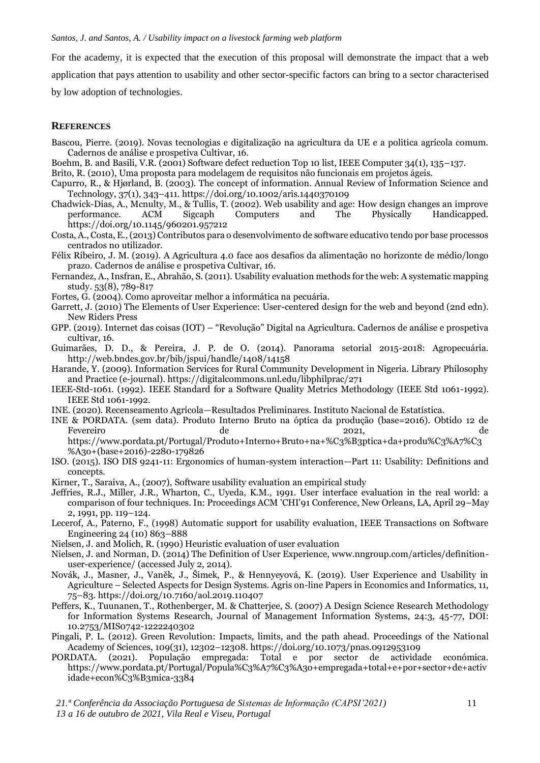For the academy, it is expected that the execution of this proposal will demonstrate the impact that a web application that pays attention to usability and other sector-specific factors can bring to a sector characterised by low adoption of technologies.

## REFERENCES

Bascou, Pierre. (2019). Novas tecnologias e digitalização na agricultura da UE e a politica agrícola comum. Cadernos de análise e prospetiva Cultivar, 16.

Boehm, B. and Basili, V.R. (2001) Software defect reduction Top 10 list, IEEE Computer 34(1), 135–137.

Brito, R. (2010), Uma proposta para modelagem de requisitos não funcionais em projetos ágeis.

Capurro, R., & Hjørland, B. (2003). The concept of information. Annual Review of Information Science and Technology, 37(1), 343–411. https://doi.org/10.1002/aris.1440370109

Chadwick-Dias, A., Mcnulty, M., & Tullis, T. (2002). Web usability and age: How design changes an improve performance. ACM Sigcaph Computers and The Physically Handicapped. https://doi.org/10.1145/960201.957212

Costa, A., Costa, E., (2013) Contributos para o desenvolvimento de software educativo tendo por base processos centrados no utilizador.

Félix Ribeiro, J. M. (2019). A Agricultura 4.0 face aos desafios da alimentação no horizonte de médio/longo prazo. Cadernos de análise e prospetiva Cultivar, 16.

Fernandez, A., Insfran, E., Abrahão, S. (2011). Usability evaluation methods for the web: A systematic mapping study. 53(8), 789-817

Fortes, G. (2004). Como aproveitar melhor a informática na pecuária.

Garrett, J. (2010) The Elements of User Experience: User-centered design for the web and beyond (2nd edn). New Riders Press

GPP. (2019). Internet das coisas (IOT) – "Revolução" Digital na Agricultura. Cadernos de análise e prospetiva cultivar, 16.

Guimarães, D. D., & Pereira, J. P. de O. (2014). Panorama setorial 2015-2018: Agropecuária. http://web.bndes.gov.br/bib/jspui/handle/1408/14158

Harande, Y. (2009). Information Services for Rural Community Development in Nigeria. Library Philosophy and Practice (e-journal). https://digitalcommons.unl.edu/libphilprac/271

IEEE-Std-1061. (1992). IEEE Standard for a Software Quality Metrics Methodology (IEEE Std 1061-1992). IEEE Std 1061-1992.

INE. (2020). Recenseamento Agrícola—Resultados Preliminares. Instituto Nacional de Estatística.

INE & PORDATA. (sem data). Produto Interno Bruto na óptica da produção (base=2016). Obtido 12 de Fevereiro de 2021, de https://www.pordata.pt/Portugal/Produto+Interno+Bruto+na+%C3%B3ptica+da+produ%C3%A7%C3%A3o+(base+2016)-2280-179826

ISO. (2015). ISO DIS 9241-11: Ergonomics of human-system interaction—Part 11: Usability: Definitions and concepts.

Kirner, T., Saraiva, A., (2007), Software usability evaluation an empirical study

Jeffries, R.J., Miller, J.R., Wharton, C., Uyeda, K.M., 1991. User interface evaluation in the real world: a comparison of four techniques. In: Proceedings ACM 'CHI'91 Conference, New Orleans, LA, April 29–May 2, 1991, pp. 119–124.

Lecerof, A., Paterno, F., (1998) Automatic support for usability evaluation, IEEE Transactions on Software Engineering 24 (10) 863–888

Nielsen, J. and Molich, R. (1990) Heuristic evaluation of user evaluation

Nielsen, J. and Norman, D. (2014) The Definition of User Experience, www.nngroup.com/articles/definition-user-experience/ (accessed July 2, 2014).

Novák, J., Masner, J., Vaněk, J., Šimek, P., & Hennyeyová, K. (2019). User Experience and Usability in Agriculture – Selected Aspects for Design Systems. Agris on-line Papers in Economics and Informatics, 11, 75–83. https://doi.org/10.7160/aol.2019.110407

Peffers, K., Tuunanen, T., Rothenberger, M. & Chatterjee, S. (2007) A Design Science Research Methodology for Information Systems Research, Journal of Management Information Systems, 24:3, 45-77, DOI: 10.2753/MIS0742-1222240302

Pingali, P. L. (2012). Green Revolution: Impacts, limits, and the path ahead. Proceedings of the National Academy of Sciences, 109(31), 12302–12308. https://doi.org/10.1073/pnas.0912953109

PORDATA. (2021). População empregada: Total e por sector de actividade económica. https://www.pordata.pt/Portugal/Popula%C3%A7%C3%A3o+empregada+total+e+por+sector+de+actividade+econ%C3%B3mica-3384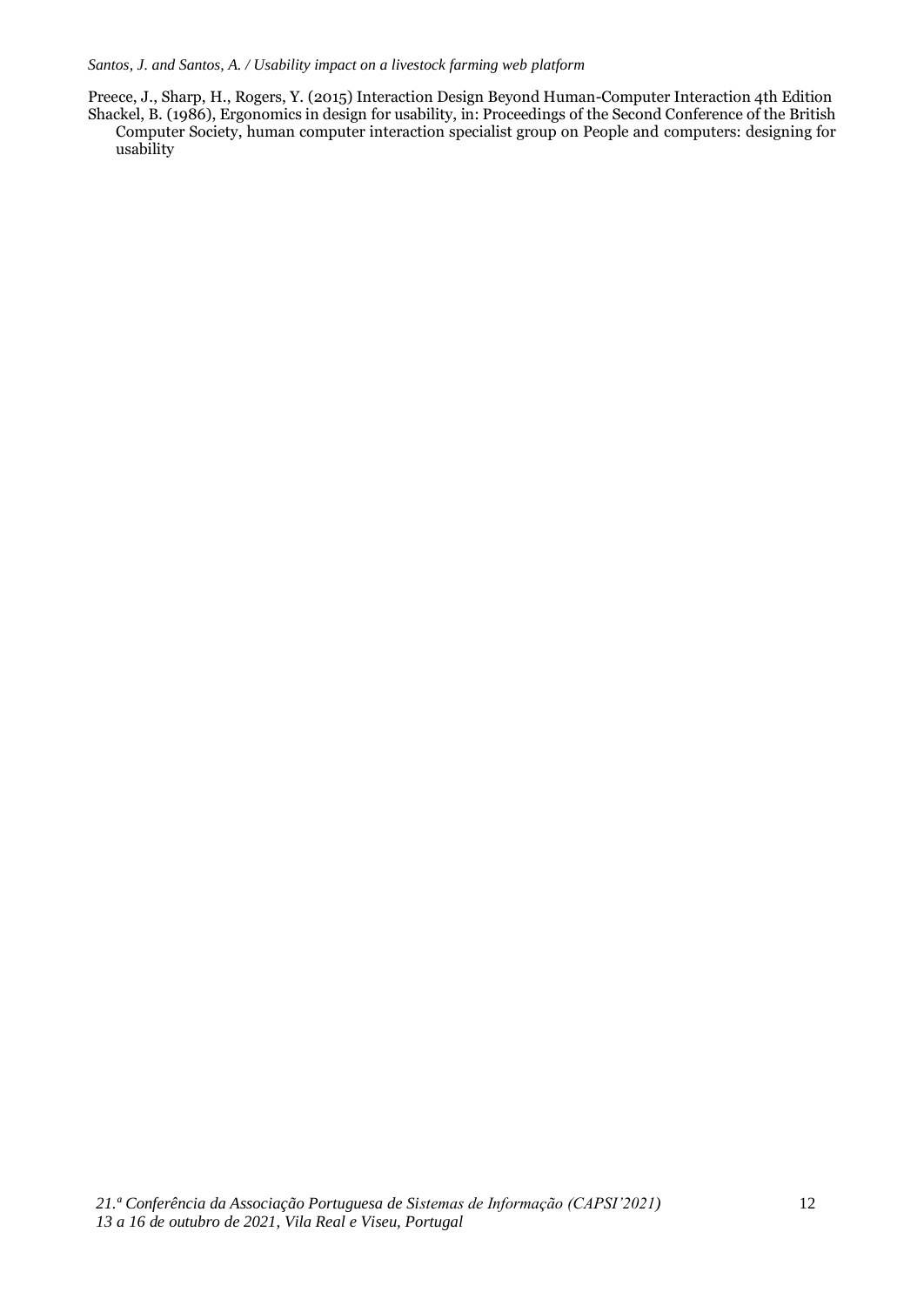Preece, J., Sharp, H., Rogers, Y. (2015) Interaction Design Beyond Human-Computer Interaction 4th Edition

Shackel, B. (1986), Ergonomics in design for usability, in: Proceedings of the Second Conference of the British Computer Society, human computer interaction specialist group on People and computers: designing for usability